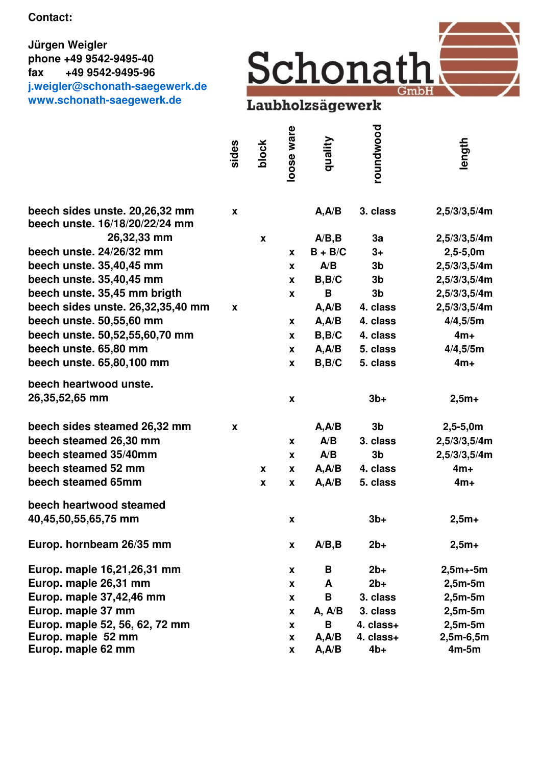**Contact:**

**Jürgen Weigler**
**phone +49 9542-9495-40**
**fax +49 9542-9495-96**
**j.weigler@schonath-saegewerk.de**
**www.schonath-saegewerk.de**

# Schonath GmbH
## Laubholzsägewerk

| | sides | block | loose ware | quality | roundwood | length |
|---|---|---|---|---|---|---|
| beech sides unste. 20,26,32 mm | x | | | A,A/B | 3. class | 2,5/3/3,5/4m |
| beech unste. 16/18/20/22/24 mm 26,32,33 mm | | x | | A/B,B | 3a | 2,5/3/3,5/4m |
| beech unste. 24/26/32 mm | | | x | B + B/C | 3+ | 2,5-5,0m |
| beech unste. 35,40,45 mm | | | x | A/B | 3b | 2,5/3/3,5/4m |
| beech unste. 35,40,45 mm | | | x | B,B/C | 3b | 2,5/3/3,5/4m |
| beech unste. 35,45 mm brigth | | | x | B | 3b | 2,5/3/3,5/4m |
| beech sides unste. 26,32,35,40 mm | x | | | A,A/B | 4. class | 2,5/3/3,5/4m |
| beech unste. 50,55,60 mm | | | x | A,A/B | 4. class | 4/4,5/5m |
| beech unste. 50,52,55,60,70 mm | | | x | B,B/C | 4. class | 4m+ |
| beech unste. 65,80 mm | | | x | A,A/B | 5. class | 4/4,5/5m |
| beech unste. 65,80,100 mm | | | x | B,B/C | 5. class | 4m+ |
| beech heartwood unste. 26,35,52,65 mm | | | x | | 3b+ | 2,5m+ |
| beech sides steamed 26,32 mm | x | | | A,A/B | 3b | 2,5-5,0m |
| beech steamed 26,30 mm | | | x | A/B | 3. class | 2,5/3/3,5/4m |
| beech steamed 35/40mm | | | x | A/B | 3b | 2,5/3/3,5/4m |
| beech steamed 52 mm | | x | x | A,A/B | 4. class | 4m+ |
| beech steamed 65mm | | x | x | A,A/B | 5. class | 4m+ |
| beech heartwood steamed 40,45,50,55,65,75 mm | | | x | | 3b+ | 2,5m+ |
| Europ. hornbeam 26/35 mm | | | x | A/B,B | 2b+ | 2,5m+ |
| Europ. maple 16,21,26,31 mm | | | x | B | 2b+ | 2,5m+-5m |
| Europ. maple 26,31 mm | | | x | A | 2b+ | 2,5m-5m |
| Europ. maple 37,42,46 mm | | | x | B | 3. class | 2,5m-5m |
| Europ. maple 37 mm | | | x | A, A/B | 3. class | 2,5m-5m |
| Europ. maple 52, 56, 62, 72 mm | | | x | B | 4. class+ | 2,5m-5m |
| Europ. maple 52 mm | | | x | A,A/B | 4. class+ | 2,5m-6,5m |
| Europ. maple 62 mm | | | x | A,A/B | 4b+ | 4m-5m |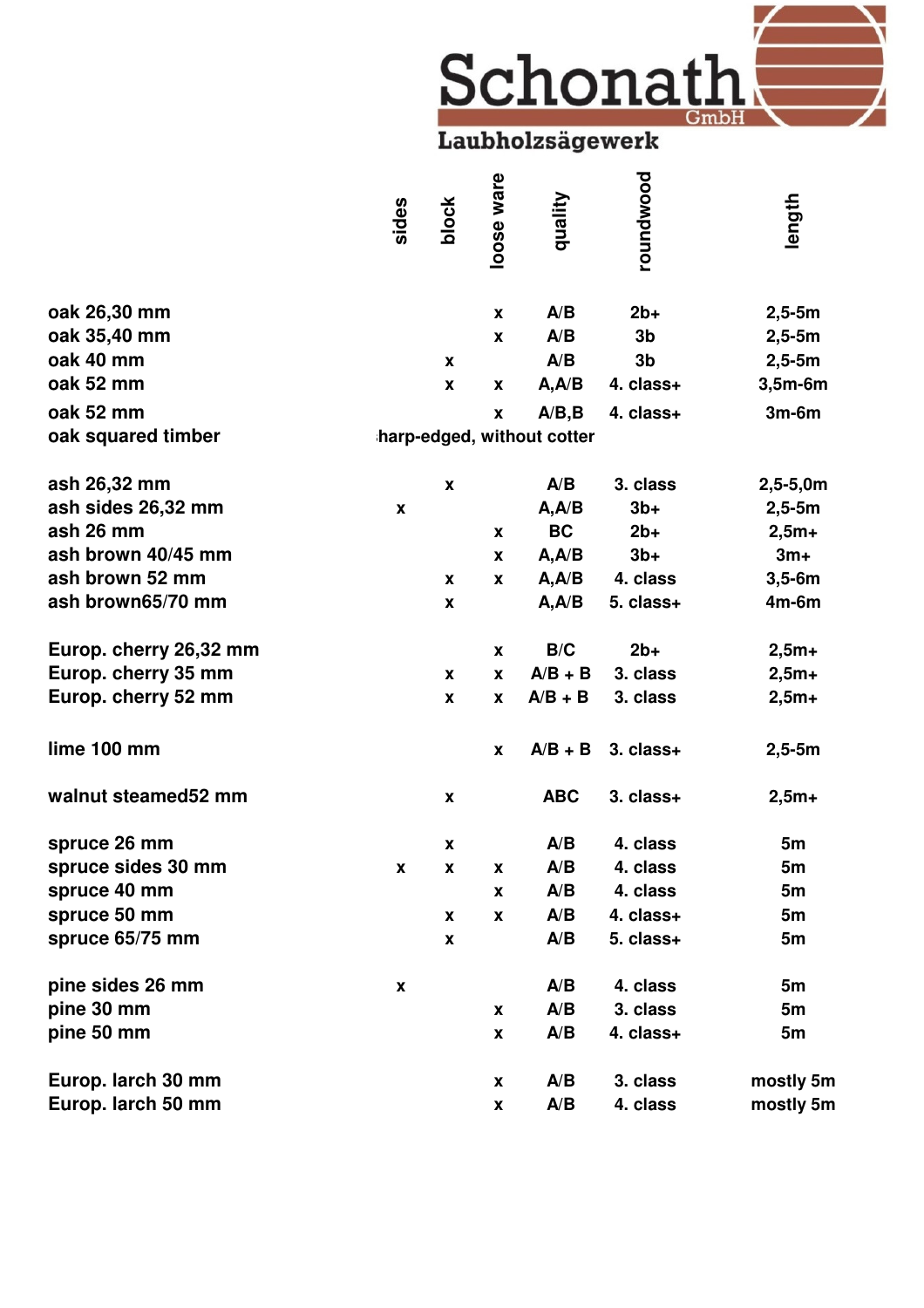Schonath GmbH

Laubholzsägewerk

| | sides | block | loose ware | quality | roundwood | length |
|---|---|---|---|---|---|---|
| oak 26,30 mm | | | x | A/B | 2b+ | 2,5-5m |
| oak 35,40 mm | | | x | A/B | 3b | 2,5-5m |
| oak 40 mm | | x | | A/B | 3b | 2,5-5m |
| oak 52 mm | | x | x | A,A/B | 4. class+ | 3,5m-6m |
| oak 52 mm | | | x | A/B,B | 4. class+ | 3m-6m |
| oak squared timber | sharp-edged, without cotter | | | | | |
| ash 26,32 mm | | x | | A/B | 3. class | 2,5-5,0m |
| ash sides 26,32 mm | x | | | A,A/B | 3b+ | 2,5-5m |
| ash 26 mm | | | x | BC | 2b+ | 2,5m+ |
| ash brown 40/45 mm | | | x | A,A/B | 3b+ | 3m+ |
| ash brown 52 mm | | x | x | A,A/B | 4. class | 3,5-6m |
| ash brown65/70 mm | | x | | A,A/B | 5. class+ | 4m-6m |
| Europ. cherry 26,32 mm | | | x | B/C | 2b+ | 2,5m+ |
| Europ. cherry 35 mm | | x | x | A/B + B | 3. class | 2,5m+ |
| Europ. cherry 52 mm | | x | x | A/B + B | 3. class | 2,5m+ |
| lime 100 mm | | | x | A/B + B | 3. class+ | 2,5-5m |
| walnut steamed52 mm | | x | | ABC | 3. class+ | 2,5m+ |
| spruce 26 mm | | x | | A/B | 4. class | 5m |
| spruce sides 30 mm | x | x | x | A/B | 4. class | 5m |
| spruce 40 mm | | | x | A/B | 4. class | 5m |
| spruce 50 mm | | x | x | A/B | 4. class+ | 5m |
| spruce 65/75 mm | | x | | A/B | 5. class+ | 5m |
| pine sides 26 mm | x | | | A/B | 4. class | 5m |
| pine 30 mm | | | x | A/B | 3. class | 5m |
| pine 50 mm | | | x | A/B | 4. class+ | 5m |
| Europ. larch 30 mm | | | x | A/B | 3. class | mostly 5m |
| Europ. larch 50 mm | | | x | A/B | 4. class | mostly 5m |